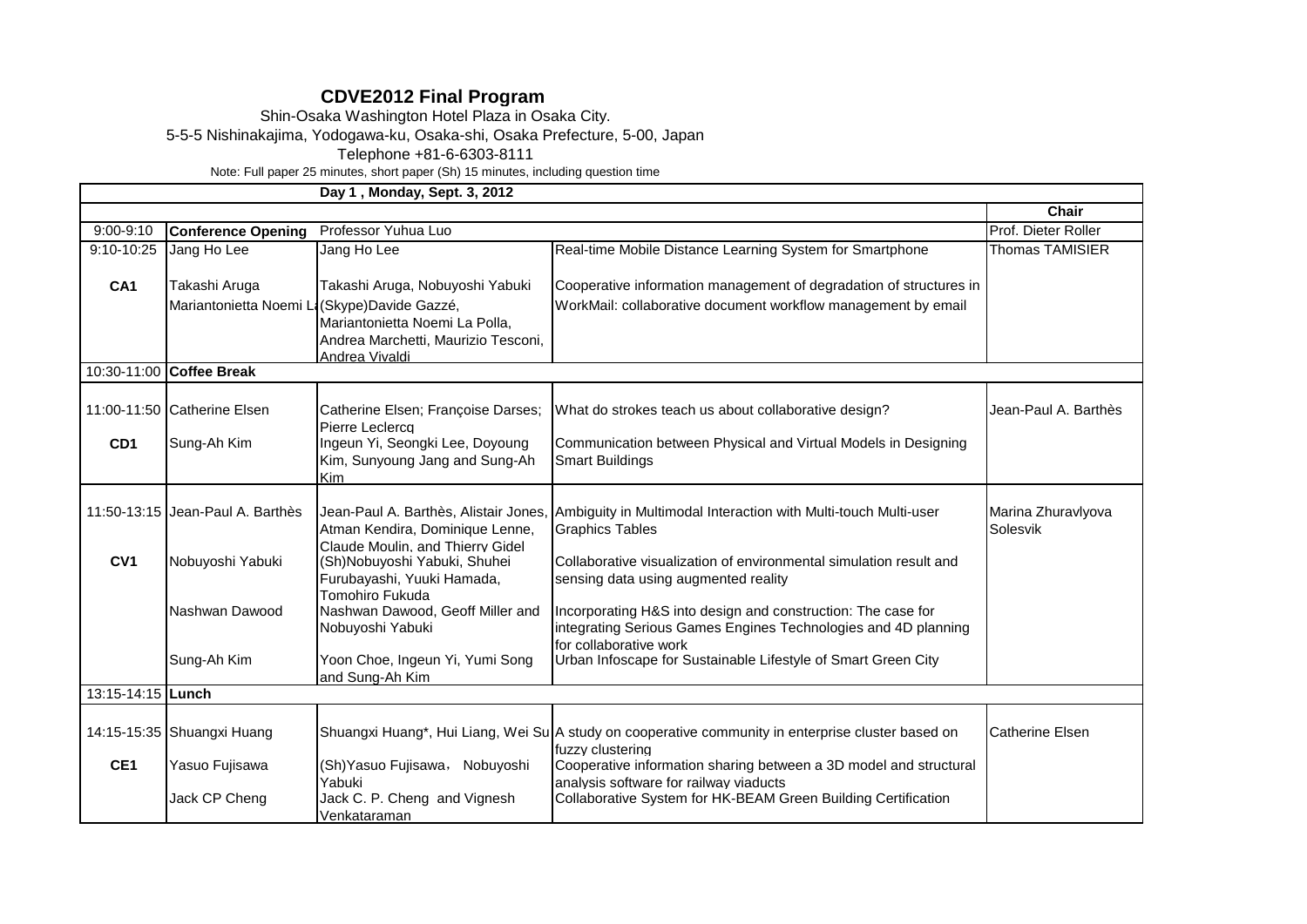# CDVE2012 Final Program

Shin-Osaka Washington Hotel Plaza in Osaka City.

5-5-5 Nishinakajima, Yodogawa-ku, Osaka-shi, Osaka Prefecture, 5-00, Japan

Telephone +81-6-6303-8111

Note: Full paper 25 minutes, short paper (Sh) 15 minutes, including question time

| Day 1 , Monday, Sept. 3, 2012 | | | | |
|---|---|---|---|---|
| | | | | **Chair** |
| 9:00-9:10 | **Conference Opening** | Professor Yuhua Luo | | Prof. Dieter Roller |
| 9:10-10:25 | Jang Ho Lee | Jang Ho Lee | Real-time Mobile Distance Learning System for Smartphone | Thomas TAMISIER |
| **CA1** | Takashi Aruga | Takashi Aruga, Nobuyoshi Yabuki | Cooperative information management of degradation of structures in | |
| | Mariantonietta Noemi La | (Skype)Davide Gazzé, Mariantonietta Noemi La Polla, Andrea Marchetti, Maurizio Tesconi, Andrea Vivaldi | WorkMail: collaborative document workflow management by email | |
| 10:30-11:00 | **Coffee Break** | | | |
| 11:00-11:50 | Catherine Elsen | Catherine Elsen; Françoise Darses; Pierre Leclercq | What do strokes teach us about collaborative design? | Jean-Paul A. Barthès |
| **CD1** | Sung-Ah Kim | Ingeun Yi, Seongki Lee, Doyoung Kim, Sunyoung Jang and Sung-Ah Kim | Communication between Physical and Virtual Models in Designing Smart Buildings | |
| 11:50-13:15 | Jean-Paul A. Barthès | Jean-Paul A. Barthès, Alistair Jones, Atman Kendira, Dominique Lenne, Claude Moulin, and Thierry Gidel | Ambiguity in Multimodal Interaction with Multi-touch Multi-user Graphics Tables | Marina Zhuravlyova Solesvik |
| **CV1** | Nobuyoshi Yabuki | (Sh)Nobuyoshi Yabuki, Shuhei Furubayashi, Yuuki Hamada, Tomohiro Fukuda | Collaborative visualization of environmental simulation result and sensing data using augmented reality | |
| | Nashwan Dawood | Nashwan Dawood, Geoff Miller and Nobuyoshi Yabuki | Incorporating H&S into design and construction: The case for integrating Serious Games Engines Technologies and 4D planning for collaborative work | |
| | Sung-Ah Kim | Yoon Choe, Ingeun Yi, Yumi Song and Sung-Ah Kim | Urban Infoscape for Sustainable Lifestyle of Smart Green City | |
| 13:15-14:15 | **Lunch** | | | |
| 14:15-15:35 | Shuangxi Huang | Shuangxi Huang*, Hui Liang, Wei Su | A study on cooperative community in enterprise cluster based on fuzzy clustering | Catherine Elsen |
| **CE1** | Yasuo Fujisawa | (Sh)Yasuo Fujisawa， Nobuyoshi Yabuki | Cooperative information sharing between a 3D model and structural analysis software for railway viaducts | |
| | Jack CP Cheng | Jack C. P. Cheng and Vignesh Venkataraman | Collaborative System for HK-BEAM Green Building Certification | |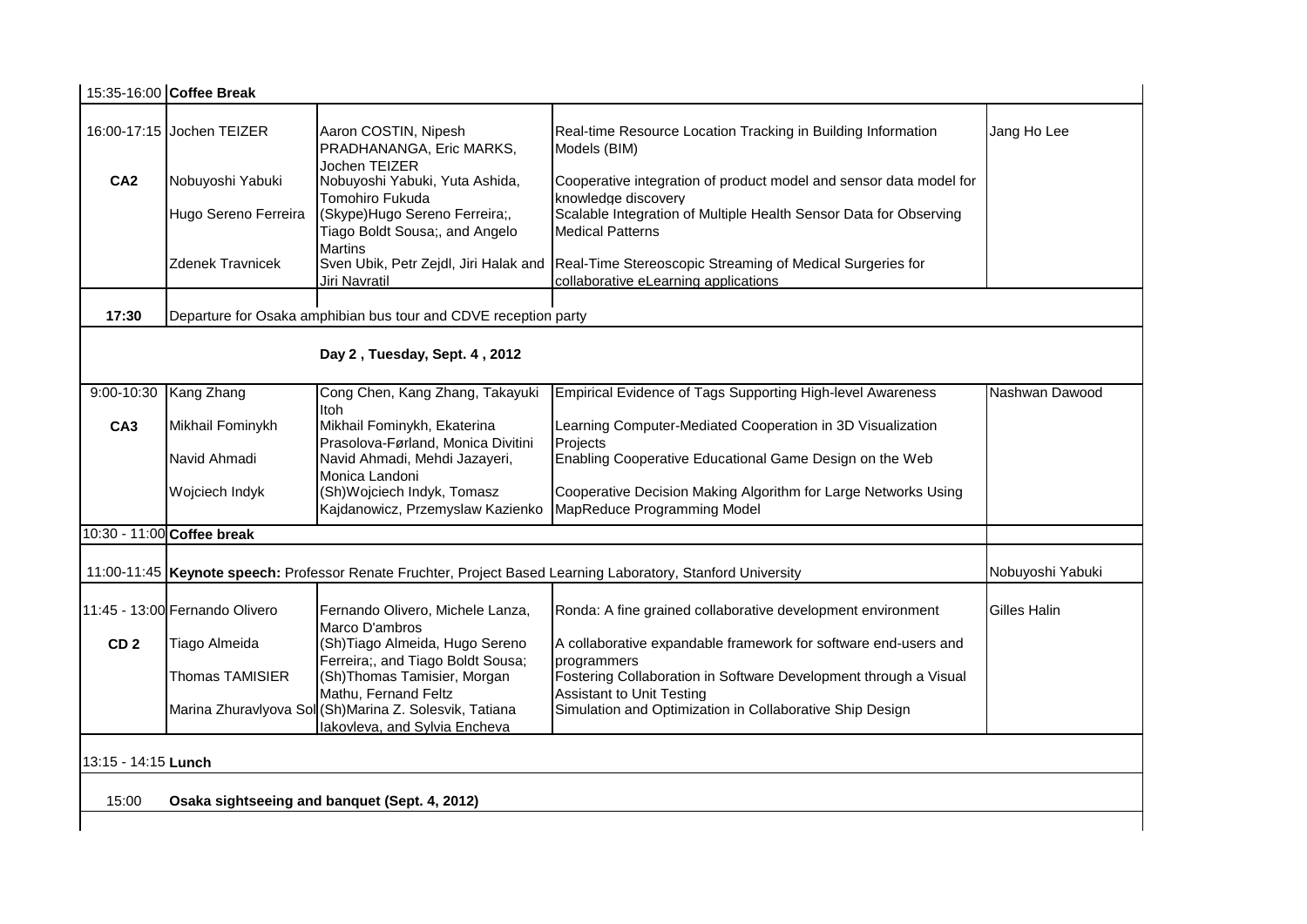| Time | Presenter | Authors | Title | Chair |
|---|---|---|---|---|
| 15:35-16:00 | **Coffee Break** | | | |
| 16:00-17:15 | Jochen TEIZER | Aaron COSTIN, Nipesh PRADHANANGA, Eric MARKS, Jochen TEIZER | Real-time Resource Location Tracking in Building Information Models (BIM) | Jang Ho Lee |
| **CA2** | Nobuyoshi Yabuki | Nobuyoshi Yabuki, Yuta Ashida, Tomohiro Fukuda | Cooperative integration of product model and sensor data model for knowledge discovery | |
| | Hugo Sereno Ferreira | (Skype)Hugo Sereno Ferreira;, Tiago Boldt Sousa;, and Angelo Martins | Scalable Integration of Multiple Health Sensor Data for Observing Medical Patterns | |
| | Zdenek Travnicek | Sven Ubik, Petr Zejdl, Jiri Halak and Jiri Navratil | Real-Time Stereoscopic Streaming of Medical Surgeries for collaborative eLearning applications | |
| **17:30** | Departure for Osaka amphibian bus tour and CDVE reception party | | | |
| | | **Day 2 , Tuesday, Sept. 4 , 2012** | | |
| 9:00-10:30 | Kang Zhang | Cong Chen, Kang Zhang, Takayuki Itoh | Empirical Evidence of Tags Supporting High-level Awareness | Nashwan Dawood |
| **CA3** | Mikhail Fominykh | Mikhail Fominykh, Ekaterina Prasolova-Førland, Monica Divitini | Learning Computer-Mediated Cooperation in 3D Visualization Projects | |
| | Navid Ahmadi | Navid Ahmadi, Mehdi Jazayeri, Monica Landoni | Enabling Cooperative Educational Game Design on the Web | |
| | Wojciech Indyk | (Sh)Wojciech Indyk, Tomasz Kajdanowicz, Przemyslaw Kazienko | Cooperative Decision Making Algorithm for Large Networks Using MapReduce Programming Model | |
| 10:30 - 11:00 | **Coffee break** | | | |
| 11:00-11:45 | **Keynote speech:** Professor Renate Fruchter, Project Based Learning Laboratory, Stanford University | | | Nobuyoshi Yabuki |
| 11:45 - 13:00 | Fernando Olivero | Fernando Olivero, Michele Lanza, Marco D'ambros | Ronda: A fine grained collaborative development environment | Gilles Halin |
| **CD 2** | Tiago Almeida | (Sh)Tiago Almeida, Hugo Sereno Ferreira;, and Tiago Boldt Sousa; | A collaborative expandable framework for software end-users and programmers | |
| | Thomas TAMISIER | (Sh)Thomas Tamisier, Morgan Mathu, Fernand Feltz | Fostering Collaboration in Software Development through a Visual Assistant to Unit Testing | |
| | Marina Zhuravlyova Sol | (Sh)Marina Z. Solesvik, Tatiana Iakovleva, and Sylvia Encheva | Simulation and Optimization in Collaborative Ship Design | |
| 13:15 - 14:15 | **Lunch** | | | |
| 15:00 | **Osaka sightseeing and banquet (Sept. 4, 2012)** | | | |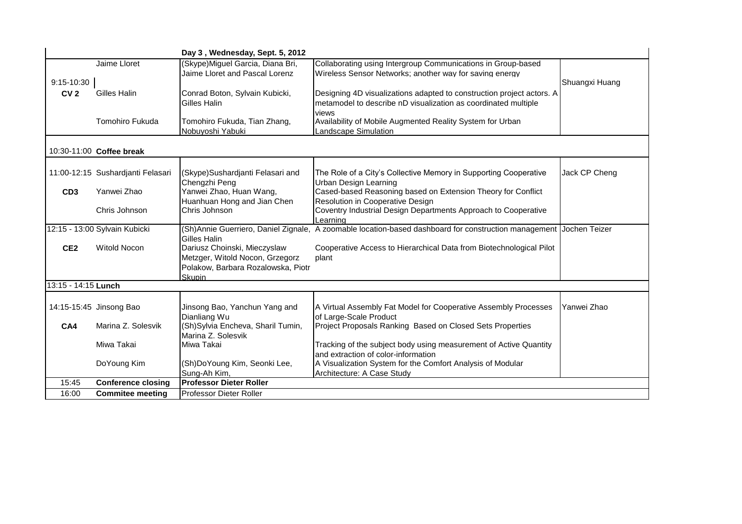| | | | | |
|---|---|---|---|---|
| | | **Day 3 , Wednesday, Sept. 5, 2012** | | |
| 9:15-10:30 | Jaime Lloret | (Skype)Miguel Garcia, Diana Bri, Jaime Lloret and Pascal Lorenz | Collaborating using Intergroup Communications in Group-based Wireless Sensor Networks; another way for saving energy | Shuangxi Huang |
| **CV 2** | Gilles Halin | Conrad Boton, Sylvain Kubicki, Gilles Halin | Designing 4D visualizations adapted to construction project actors. A metamodel to describe nD visualization as coordinated multiple views | |
| | Tomohiro Fukuda | Tomohiro Fukuda, Tian Zhang, Nobuyoshi Yabuki | Availability of Mobile Augmented Reality System for Urban Landscape Simulation | |
| 10:30-11:00 | **Coffee break** | | | |
| 11:00-12:15 | Sushardjanti Felasari | (Skype)Sushardjanti Felasari and Chengzhi Peng | The Role of a City's Collective Memory in Supporting Cooperative Urban Design Learning | Jack CP Cheng |
| **CD3** | Yanwei Zhao | Yanwei Zhao, Huan Wang, Huanhuan Hong and Jian Chen | Cased-based Reasoning based on Extension Theory for Conflict Resolution in Cooperative Design | |
| | Chris Johnson | Chris Johnson | Coventry Industrial Design Departments Approach to Cooperative Learning | |
| 12:15 - 13:00 | Sylvain Kubicki | (Sh)Annie Guerriero, Daniel Zignale, Gilles Halin | A zoomable location-based dashboard for construction management | Jochen Teizer |
| **CE2** | Witold Nocon | Dariusz Choinski, Mieczyslaw Metzger, Witold Nocon, Grzegorz Polakow, Barbara Rozalowska, Piotr Skupin | Cooperative Access to Hierarchical Data from Biotechnological Pilot plant | |
| 13:15 - 14:15 | **Lunch** | | | |
| 14:15-15:45 | Jinsong Bao | Jinsong Bao, Yanchun Yang and Dianliang Wu | A Virtual Assembly Fat Model for Cooperative Assembly Processes of Large-Scale Product | Yanwei Zhao |
| **CA4** | Marina Z. Solesvik | (Sh)Sylvia Encheva, Sharil Tumin, Marina Z. Solesvik | Project Proposals Ranking Based on Closed Sets Properties | |
| | Miwa Takai | Miwa Takai | Tracking of the subject body using measurement of Active Quantity and extraction of color-information | |
| | DoYoung Kim | (Sh)DoYoung Kim, Seonki Lee, Sung-Ah Kim, | A Visualization System for the Comfort Analysis of Modular Architecture: A Case Study | |
| 15:45 | **Conference closing** | **Professor Dieter Roller** | | |
| 16:00 | **Commitee meeting** | Professor Dieter Roller | | |